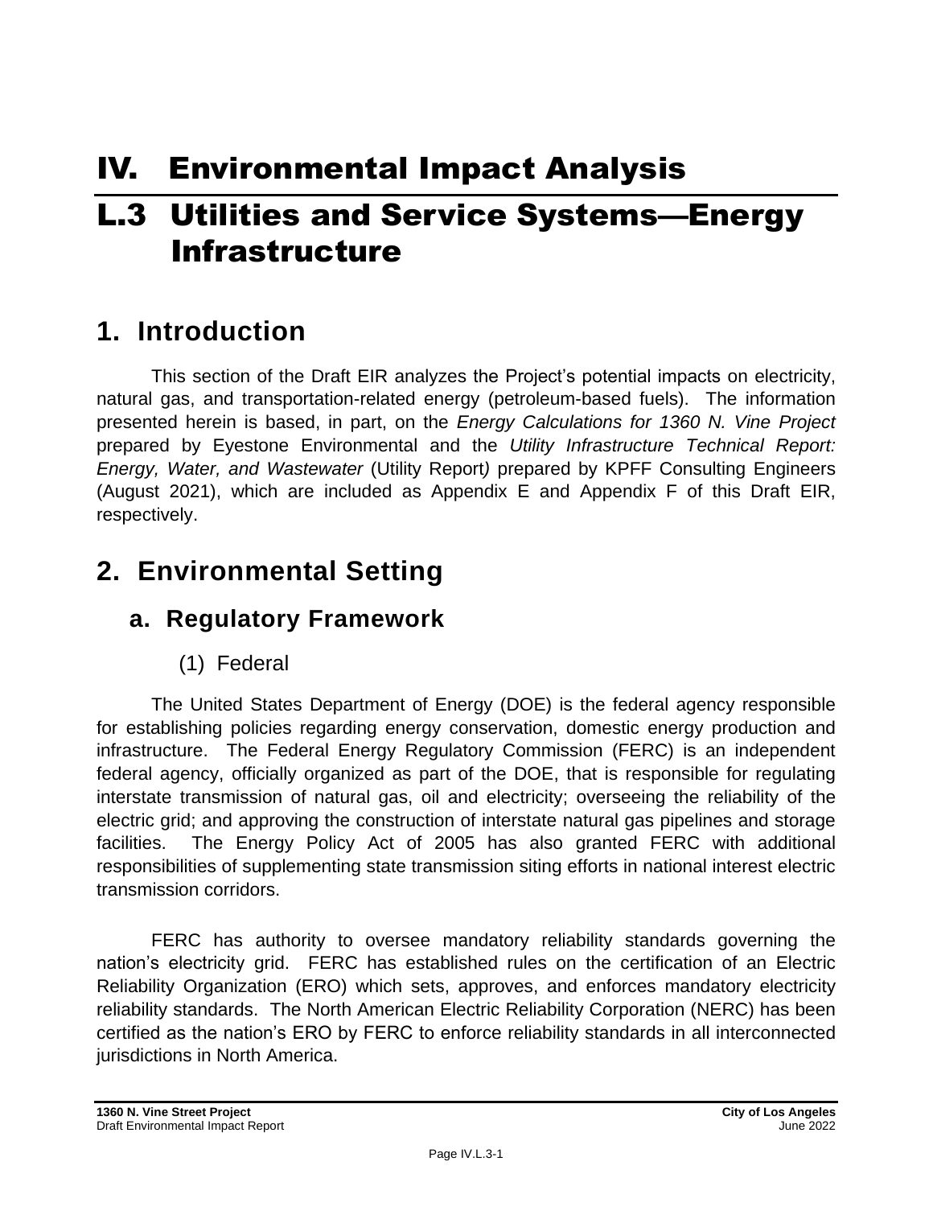# IV. Environmental Impact Analysis

# L.3 Utilities and Service Systems—Energy Infrastructure

## 1. Introduction

This section of the Draft EIR analyzes the Project's potential impacts on electricity, natural gas, and transportation-related energy (petroleum-based fuels). The information presented herein is based, in part, on the *Energy Calculations for 1360 N. Vine Project* prepared by Eyestone Environmental and the *Utility Infrastructure Technical Report: Energy, Water, and Wastewater* (Utility Report) prepared by KPFF Consulting Engineers (August 2021), which are included as Appendix E and Appendix F of this Draft EIR, respectively.

## 2. Environmental Setting

### a. Regulatory Framework

#### (1) Federal

The United States Department of Energy (DOE) is the federal agency responsible for establishing policies regarding energy conservation, domestic energy production and infrastructure. The Federal Energy Regulatory Commission (FERC) is an independent federal agency, officially organized as part of the DOE, that is responsible for regulating interstate transmission of natural gas, oil and electricity; overseeing the reliability of the electric grid; and approving the construction of interstate natural gas pipelines and storage facilities. The Energy Policy Act of 2005 has also granted FERC with additional responsibilities of supplementing state transmission siting efforts in national interest electric transmission corridors.

FERC has authority to oversee mandatory reliability standards governing the nation's electricity grid. FERC has established rules on the certification of an Electric Reliability Organization (ERO) which sets, approves, and enforces mandatory electricity reliability standards. The North American Electric Reliability Corporation (NERC) has been certified as the nation's ERO by FERC to enforce reliability standards in all interconnected jurisdictions in North America.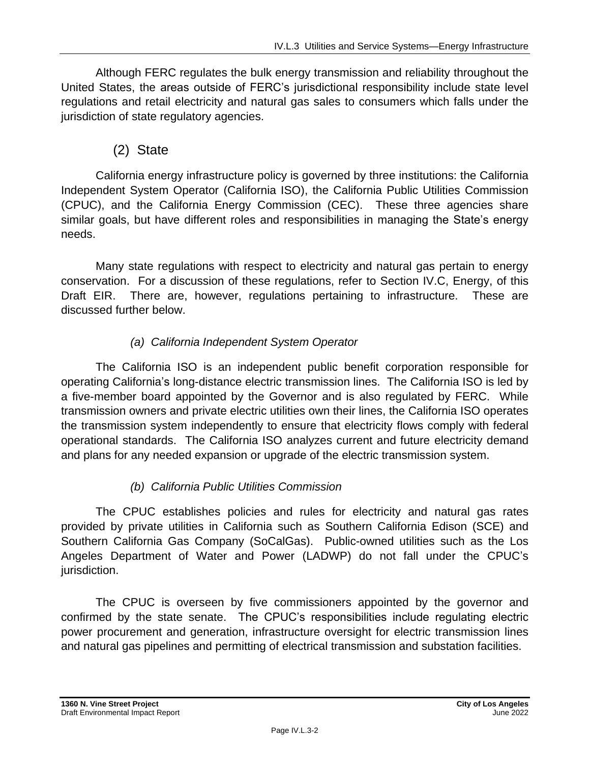Although FERC regulates the bulk energy transmission and reliability throughout the United States, the areas outside of FERC's jurisdictional responsibility include state level regulations and retail electricity and natural gas sales to consumers which falls under the jurisdiction of state regulatory agencies.

### (2) State

California energy infrastructure policy is governed by three institutions: the California Independent System Operator (California ISO), the California Public Utilities Commission (CPUC), and the California Energy Commission (CEC). These three agencies share similar goals, but have different roles and responsibilities in managing the State's energy needs.

Many state regulations with respect to electricity and natural gas pertain to energy conservation. For a discussion of these regulations, refer to Section IV.C, Energy, of this Draft EIR. There are, however, regulations pertaining to infrastructure. These are discussed further below.

#### *(a) California Independent System Operator*

The California ISO is an independent public benefit corporation responsible for operating California's long-distance electric transmission lines. The California ISO is led by a five-member board appointed by the Governor and is also regulated by FERC. While transmission owners and private electric utilities own their lines, the California ISO operates the transmission system independently to ensure that electricity flows comply with federal operational standards. The California ISO analyzes current and future electricity demand and plans for any needed expansion or upgrade of the electric transmission system.

#### *(b) California Public Utilities Commission*

The CPUC establishes policies and rules for electricity and natural gas rates provided by private utilities in California such as Southern California Edison (SCE) and Southern California Gas Company (SoCalGas). Public-owned utilities such as the Los Angeles Department of Water and Power (LADWP) do not fall under the CPUC's jurisdiction.

The CPUC is overseen by five commissioners appointed by the governor and confirmed by the state senate. The CPUC's responsibilities include regulating electric power procurement and generation, infrastructure oversight for electric transmission lines and natural gas pipelines and permitting of electrical transmission and substation facilities.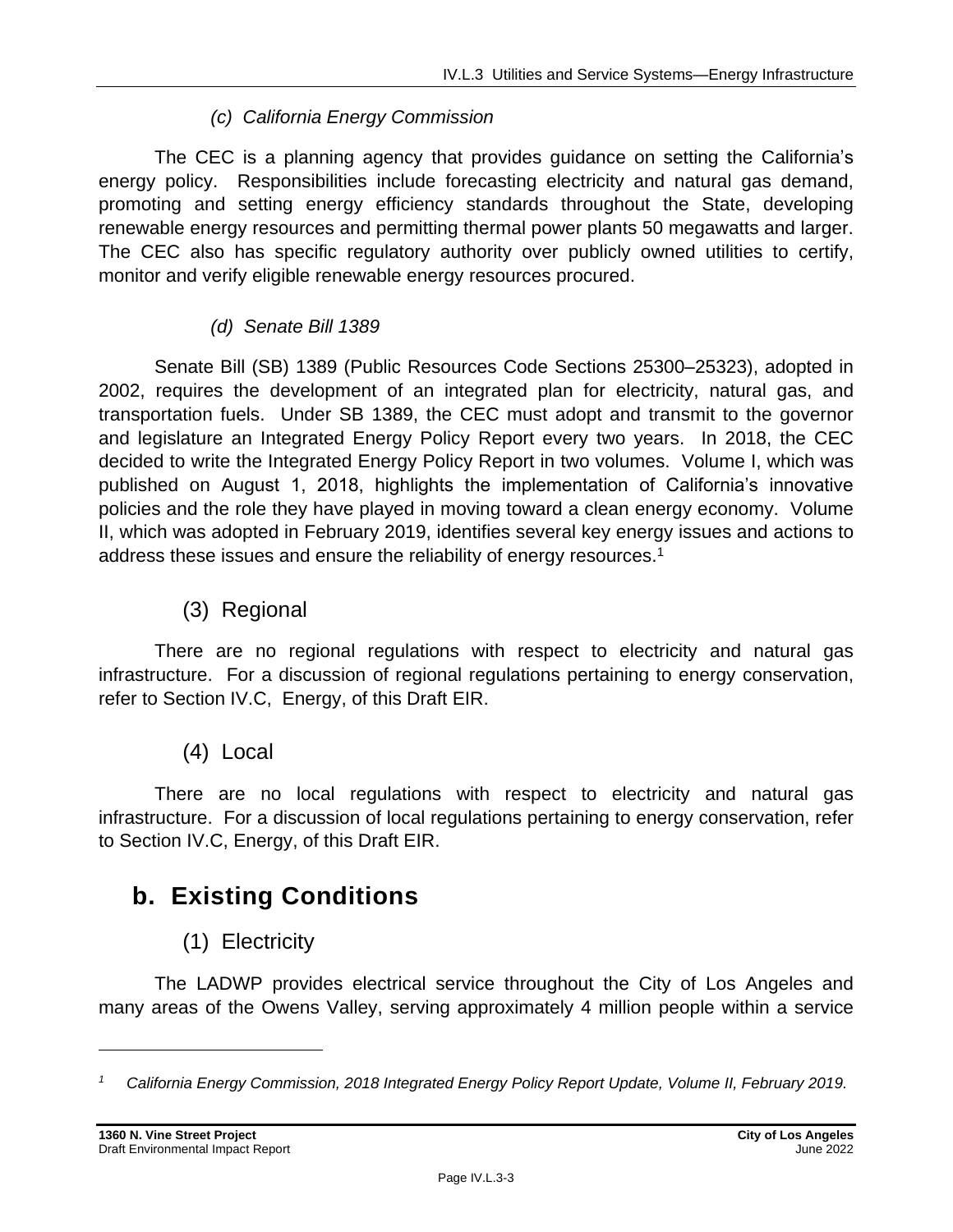*(c) California Energy Commission*

The CEC is a planning agency that provides guidance on setting the California's energy policy. Responsibilities include forecasting electricity and natural gas demand, promoting and setting energy efficiency standards throughout the State, developing renewable energy resources and permitting thermal power plants 50 megawatts and larger. The CEC also has specific regulatory authority over publicly owned utilities to certify, monitor and verify eligible renewable energy resources procured.

*(d) Senate Bill 1389*

Senate Bill (SB) 1389 (Public Resources Code Sections 25300–25323), adopted in 2002, requires the development of an integrated plan for electricity, natural gas, and transportation fuels. Under SB 1389, the CEC must adopt and transmit to the governor and legislature an Integrated Energy Policy Report every two years. In 2018, the CEC decided to write the Integrated Energy Policy Report in two volumes. Volume I, which was published on August 1, 2018, highlights the implementation of California's innovative policies and the role they have played in moving toward a clean energy economy. Volume II, which was adopted in February 2019, identifies several key energy issues and actions to address these issues and ensure the reliability of energy resources.[1]

### (3) Regional

There are no regional regulations with respect to electricity and natural gas infrastructure. For a discussion of regional regulations pertaining to energy conservation, refer to Section IV.C, Energy, of this Draft EIR.

### (4) Local

There are no local regulations with respect to electricity and natural gas infrastructure. For a discussion of local regulations pertaining to energy conservation, refer to Section IV.C, Energy, of this Draft EIR.

## b. Existing Conditions

### (1) Electricity

The LADWP provides electrical service throughout the City of Los Angeles and many areas of the Owens Valley, serving approximately 4 million people within a service

---

[1] *California Energy Commission, 2018 Integrated Energy Policy Report Update, Volume II, February 2019.*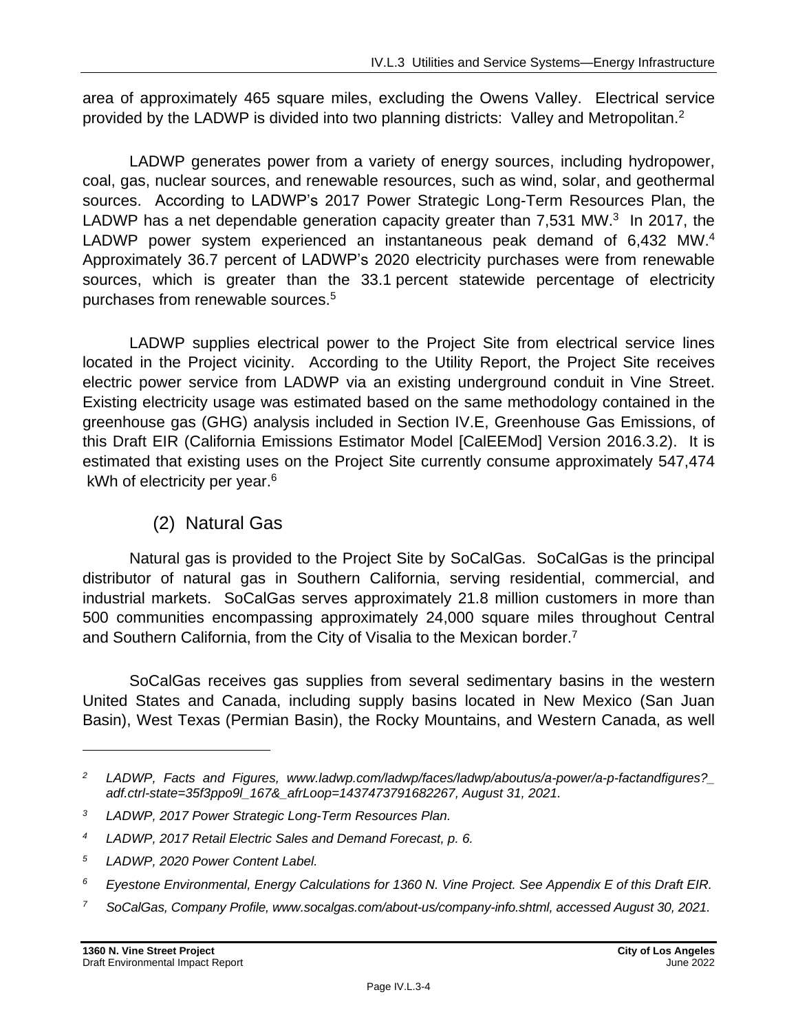area of approximately 465 square miles, excluding the Owens Valley. Electrical service provided by the LADWP is divided into two planning districts: Valley and Metropolitan.[2]

LADWP generates power from a variety of energy sources, including hydropower, coal, gas, nuclear sources, and renewable resources, such as wind, solar, and geothermal sources. According to LADWP's 2017 Power Strategic Long-Term Resources Plan, the LADWP has a net dependable generation capacity greater than 7,531 MW.[3] In 2017, the LADWP power system experienced an instantaneous peak demand of 6,432 MW.[4] Approximately 36.7 percent of LADWP's 2020 electricity purchases were from renewable sources, which is greater than the 33.1 percent statewide percentage of electricity purchases from renewable sources.[5]

LADWP supplies electrical power to the Project Site from electrical service lines located in the Project vicinity. According to the Utility Report, the Project Site receives electric power service from LADWP via an existing underground conduit in Vine Street. Existing electricity usage was estimated based on the same methodology contained in the greenhouse gas (GHG) analysis included in Section IV.E, Greenhouse Gas Emissions, of this Draft EIR (California Emissions Estimator Model [CalEEMod] Version 2016.3.2). It is estimated that existing uses on the Project Site currently consume approximately 547,474 kWh of electricity per year.[6]

### (2) Natural Gas

Natural gas is provided to the Project Site by SoCalGas. SoCalGas is the principal distributor of natural gas in Southern California, serving residential, commercial, and industrial markets. SoCalGas serves approximately 21.8 million customers in more than 500 communities encompassing approximately 24,000 square miles throughout Central and Southern California, from the City of Visalia to the Mexican border.[7]

SoCalGas receives gas supplies from several sedimentary basins in the western United States and Canada, including supply basins located in New Mexico (San Juan Basin), West Texas (Permian Basin), the Rocky Mountains, and Western Canada, as well

---

[2] *LADWP, Facts and Figures, www.ladwp.com/ladwp/faces/ladwp/aboutus/a-power/a-p-factandfigures?_adf.ctrl-state=35f3ppo9l_167&_afrLoop=1437473791682267, August 31, 2021.*

[3] *LADWP, 2017 Power Strategic Long-Term Resources Plan.*

[4] *LADWP, 2017 Retail Electric Sales and Demand Forecast, p. 6.*

[5] *LADWP, 2020 Power Content Label.*

[6] *Eyestone Environmental, Energy Calculations for 1360 N. Vine Project. See Appendix E of this Draft EIR.*

[7] *SoCalGas, Company Profile, www.socalgas.com/about-us/company-info.shtml, accessed August 30, 2021.*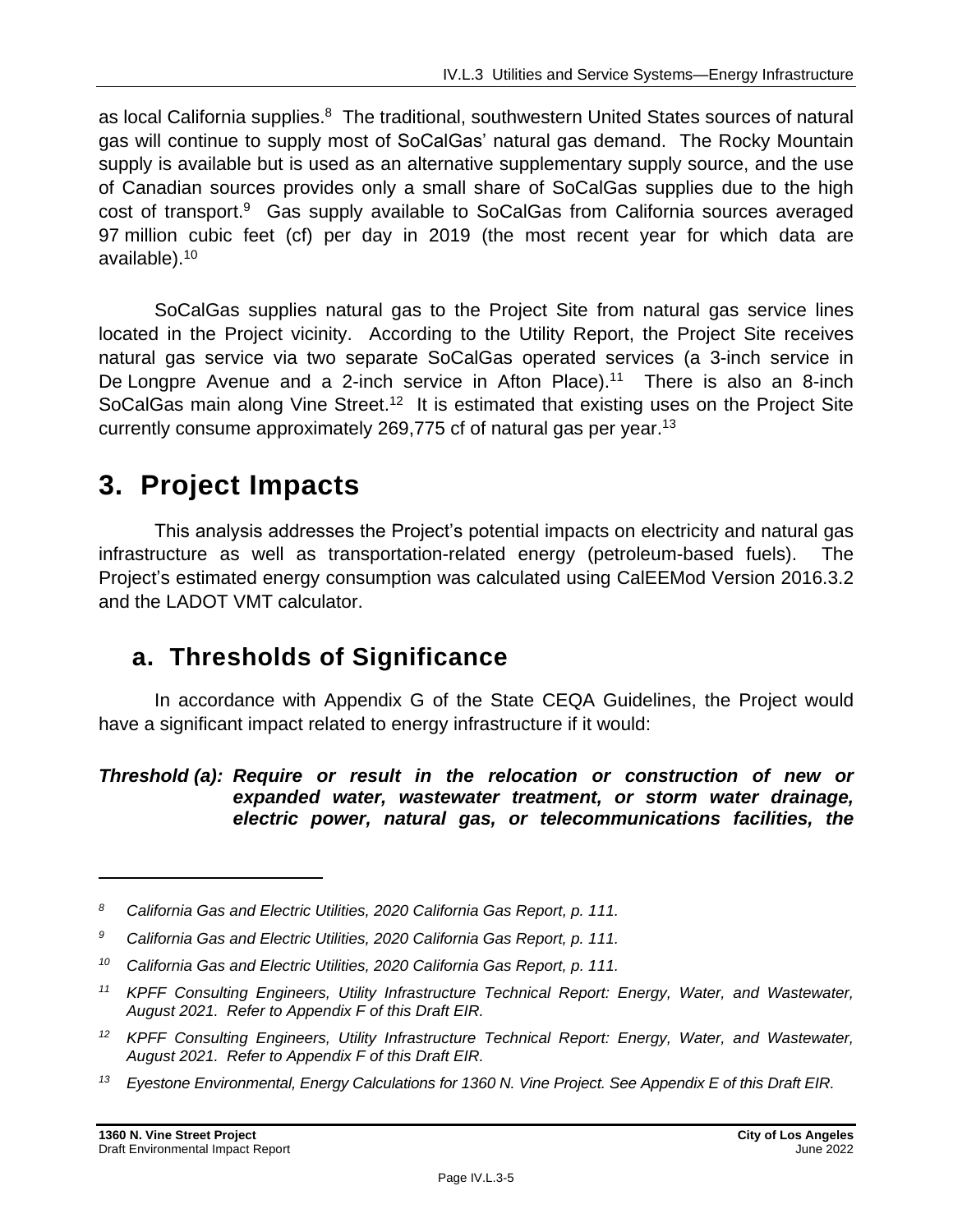as local California supplies.[8] The traditional, southwestern United States sources of natural gas will continue to supply most of SoCalGas' natural gas demand. The Rocky Mountain supply is available but is used as an alternative supplementary supply source, and the use of Canadian sources provides only a small share of SoCalGas supplies due to the high cost of transport.[9] Gas supply available to SoCalGas from California sources averaged 97 million cubic feet (cf) per day in 2019 (the most recent year for which data are available).[10]

SoCalGas supplies natural gas to the Project Site from natural gas service lines located in the Project vicinity. According to the Utility Report, the Project Site receives natural gas service via two separate SoCalGas operated services (a 3-inch service in De Longpre Avenue and a 2-inch service in Afton Place).[11] There is also an 8-inch SoCalGas main along Vine Street.[12] It is estimated that existing uses on the Project Site currently consume approximately 269,775 cf of natural gas per year.[13]

# 3. Project Impacts

This analysis addresses the Project's potential impacts on electricity and natural gas infrastructure as well as transportation-related energy (petroleum-based fuels). The Project's estimated energy consumption was calculated using CalEEMod Version 2016.3.2 and the LADOT VMT calculator.

## a. Thresholds of Significance

In accordance with Appendix G of the State CEQA Guidelines, the Project would have a significant impact related to energy infrastructure if it would:

***Threshold (a): Require or result in the relocation or construction of new or expanded water, wastewater treatment, or storm water drainage, electric power, natural gas, or telecommunications facilities, the***

---

*[8] California Gas and Electric Utilities, 2020 California Gas Report, p. 111.*

*[9] California Gas and Electric Utilities, 2020 California Gas Report, p. 111.*

*[10] California Gas and Electric Utilities, 2020 California Gas Report, p. 111.*

*[11] KPFF Consulting Engineers, Utility Infrastructure Technical Report: Energy, Water, and Wastewater, August 2021. Refer to Appendix F of this Draft EIR.*

*[12] KPFF Consulting Engineers, Utility Infrastructure Technical Report: Energy, Water, and Wastewater, August 2021. Refer to Appendix F of this Draft EIR.*

*[13] Eyestone Environmental, Energy Calculations for 1360 N. Vine Project. See Appendix E of this Draft EIR.*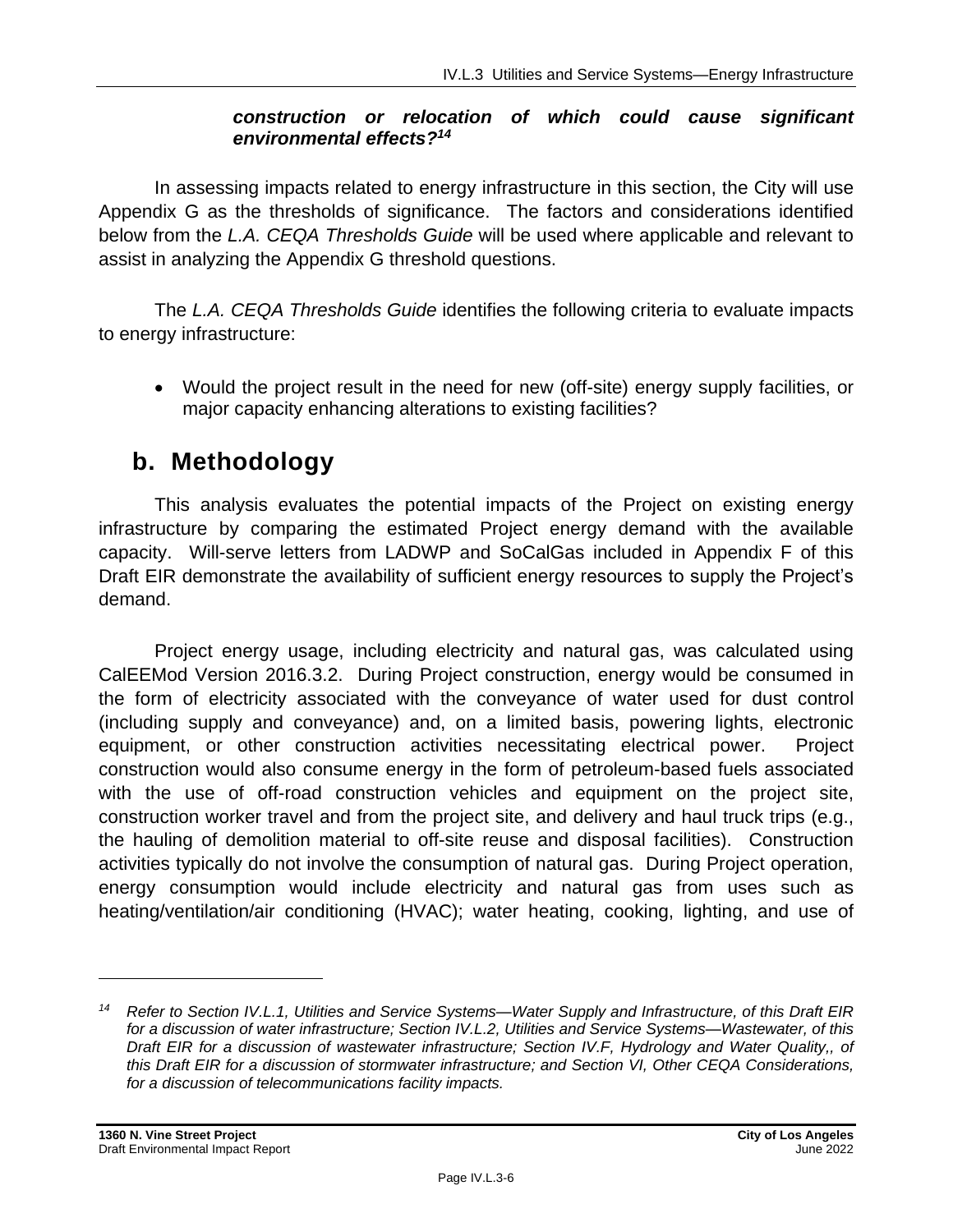***construction or relocation of which could cause significant environmental effects?***[14]

In assessing impacts related to energy infrastructure in this section, the City will use Appendix G as the thresholds of significance. The factors and considerations identified below from the *L.A. CEQA Thresholds Guide* will be used where applicable and relevant to assist in analyzing the Appendix G threshold questions.

The *L.A. CEQA Thresholds Guide* identifies the following criteria to evaluate impacts to energy infrastructure:

- Would the project result in the need for new (off-site) energy supply facilities, or major capacity enhancing alterations to existing facilities?

## b. Methodology

This analysis evaluates the potential impacts of the Project on existing energy infrastructure by comparing the estimated Project energy demand with the available capacity. Will-serve letters from LADWP and SoCalGas included in Appendix F of this Draft EIR demonstrate the availability of sufficient energy resources to supply the Project's demand.

Project energy usage, including electricity and natural gas, was calculated using CalEEMod Version 2016.3.2. During Project construction, energy would be consumed in the form of electricity associated with the conveyance of water used for dust control (including supply and conveyance) and, on a limited basis, powering lights, electronic equipment, or other construction activities necessitating electrical power. Project construction would also consume energy in the form of petroleum-based fuels associated with the use of off-road construction vehicles and equipment on the project site, construction worker travel and from the project site, and delivery and haul truck trips (e.g., the hauling of demolition material to off-site reuse and disposal facilities). Construction activities typically do not involve the consumption of natural gas. During Project operation, energy consumption would include electricity and natural gas from uses such as heating/ventilation/air conditioning (HVAC); water heating, cooking, lighting, and use of

---

[14] *Refer to Section IV.L.1, Utilities and Service Systems—Water Supply and Infrastructure, of this Draft EIR for a discussion of water infrastructure; Section IV.L.2, Utilities and Service Systems—Wastewater, of this Draft EIR for a discussion of wastewater infrastructure; Section IV.F, Hydrology and Water Quality,, of this Draft EIR for a discussion of stormwater infrastructure; and Section VI, Other CEQA Considerations, for a discussion of telecommunications facility impacts.*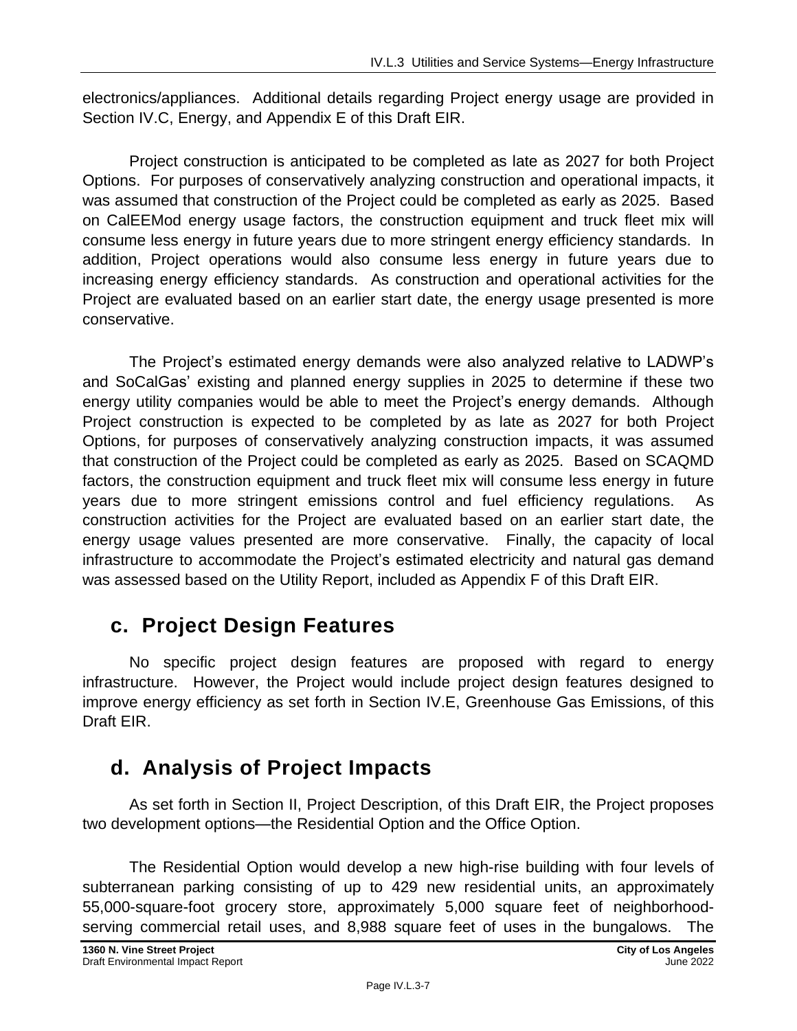electronics/appliances. Additional details regarding Project energy usage are provided in Section IV.C, Energy, and Appendix E of this Draft EIR.

Project construction is anticipated to be completed as late as 2027 for both Project Options. For purposes of conservatively analyzing construction and operational impacts, it was assumed that construction of the Project could be completed as early as 2025. Based on CalEEMod energy usage factors, the construction equipment and truck fleet mix will consume less energy in future years due to more stringent energy efficiency standards. In addition, Project operations would also consume less energy in future years due to increasing energy efficiency standards. As construction and operational activities for the Project are evaluated based on an earlier start date, the energy usage presented is more conservative.

The Project's estimated energy demands were also analyzed relative to LADWP's and SoCalGas' existing and planned energy supplies in 2025 to determine if these two energy utility companies would be able to meet the Project's energy demands. Although Project construction is expected to be completed by as late as 2027 for both Project Options, for purposes of conservatively analyzing construction impacts, it was assumed that construction of the Project could be completed as early as 2025. Based on SCAQMD factors, the construction equipment and truck fleet mix will consume less energy in future years due to more stringent emissions control and fuel efficiency regulations. As construction activities for the Project are evaluated based on an earlier start date, the energy usage values presented are more conservative. Finally, the capacity of local infrastructure to accommodate the Project's estimated electricity and natural gas demand was assessed based on the Utility Report, included as Appendix F of this Draft EIR.

## c. Project Design Features

No specific project design features are proposed with regard to energy infrastructure. However, the Project would include project design features designed to improve energy efficiency as set forth in Section IV.E, Greenhouse Gas Emissions, of this Draft EIR.

## d. Analysis of Project Impacts

As set forth in Section II, Project Description, of this Draft EIR, the Project proposes two development options—the Residential Option and the Office Option.

The Residential Option would develop a new high-rise building with four levels of subterranean parking consisting of up to 429 new residential units, an approximately 55,000-square-foot grocery store, approximately 5,000 square feet of neighborhood-serving commercial retail uses, and 8,988 square feet of uses in the bungalows. The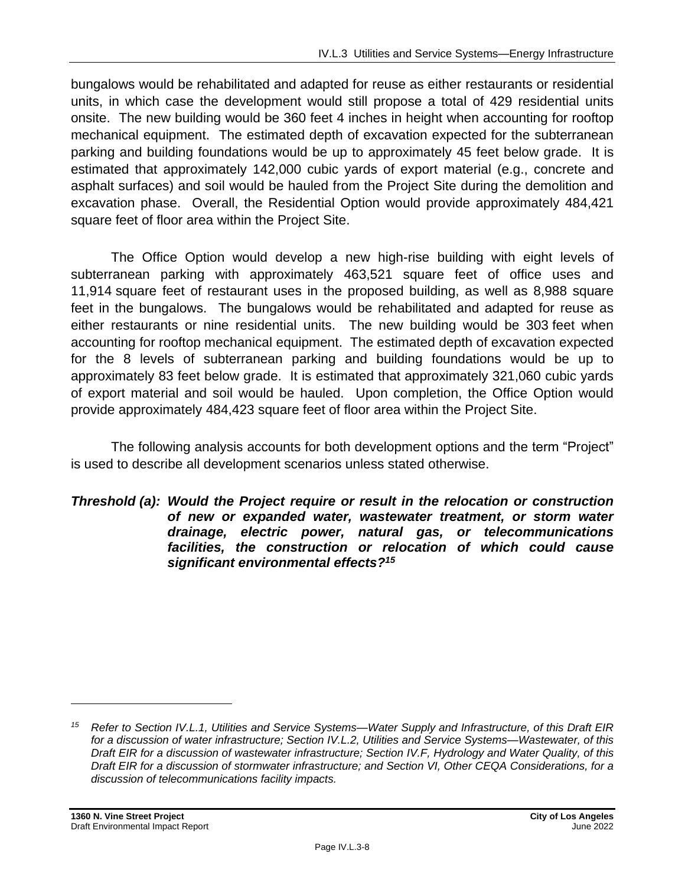bungalows would be rehabilitated and adapted for reuse as either restaurants or residential units, in which case the development would still propose a total of 429 residential units onsite. The new building would be 360 feet 4 inches in height when accounting for rooftop mechanical equipment. The estimated depth of excavation expected for the subterranean parking and building foundations would be up to approximately 45 feet below grade. It is estimated that approximately 142,000 cubic yards of export material (e.g., concrete and asphalt surfaces) and soil would be hauled from the Project Site during the demolition and excavation phase. Overall, the Residential Option would provide approximately 484,421 square feet of floor area within the Project Site.

The Office Option would develop a new high-rise building with eight levels of subterranean parking with approximately 463,521 square feet of office uses and 11,914 square feet of restaurant uses in the proposed building, as well as 8,988 square feet in the bungalows. The bungalows would be rehabilitated and adapted for reuse as either restaurants or nine residential units. The new building would be 303 feet when accounting for rooftop mechanical equipment. The estimated depth of excavation expected for the 8 levels of subterranean parking and building foundations would be up to approximately 83 feet below grade. It is estimated that approximately 321,060 cubic yards of export material and soil would be hauled. Upon completion, the Office Option would provide approximately 484,423 square feet of floor area within the Project Site.

The following analysis accounts for both development options and the term "Project" is used to describe all development scenarios unless stated otherwise.

***Threshold (a): Would the Project require or result in the relocation or construction of new or expanded water, wastewater treatment, or storm water drainage, electric power, natural gas, or telecommunications facilities, the construction or relocation of which could cause significant environmental effects?[15]***

---

[15] *Refer to Section IV.L.1, Utilities and Service Systems—Water Supply and Infrastructure, of this Draft EIR for a discussion of water infrastructure; Section IV.L.2, Utilities and Service Systems—Wastewater, of this Draft EIR for a discussion of wastewater infrastructure; Section IV.F, Hydrology and Water Quality, of this Draft EIR for a discussion of stormwater infrastructure; and Section VI, Other CEQA Considerations, for a discussion of telecommunications facility impacts.*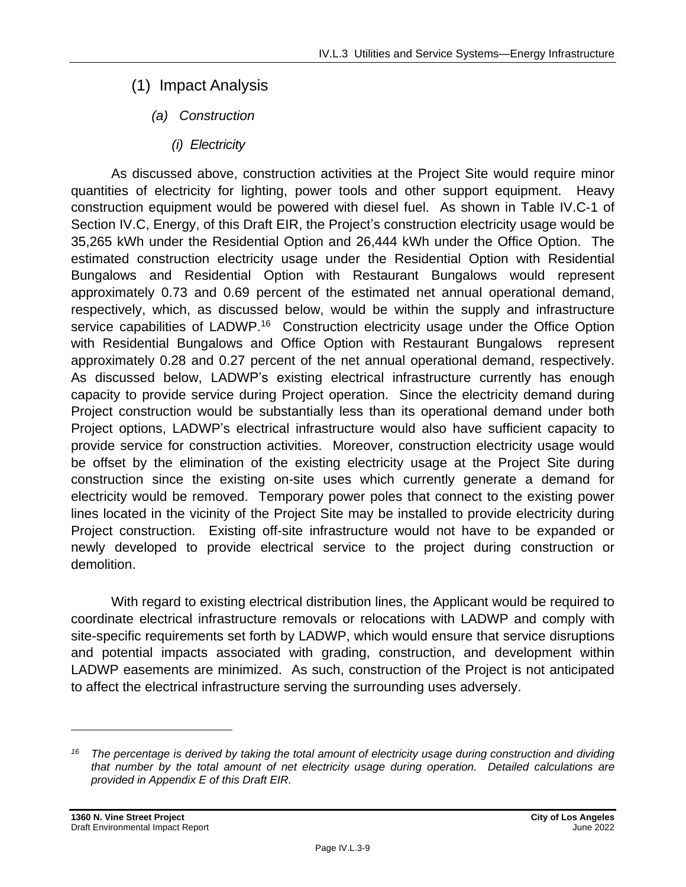### (1) Impact Analysis

#### *(a) Construction*

##### *(i) Electricity*

As discussed above, construction activities at the Project Site would require minor quantities of electricity for lighting, power tools and other support equipment. Heavy construction equipment would be powered with diesel fuel. As shown in Table IV.C-1 of Section IV.C, Energy, of this Draft EIR, the Project's construction electricity usage would be 35,265 kWh under the Residential Option and 26,444 kWh under the Office Option. The estimated construction electricity usage under the Residential Option with Residential Bungalows and Residential Option with Restaurant Bungalows would represent approximately 0.73 and 0.69 percent of the estimated net annual operational demand, respectively, which, as discussed below, would be within the supply and infrastructure service capabilities of LADWP.[16] Construction electricity usage under the Office Option with Residential Bungalows and Office Option with Restaurant Bungalows represent approximately 0.28 and 0.27 percent of the net annual operational demand, respectively. As discussed below, LADWP's existing electrical infrastructure currently has enough capacity to provide service during Project operation. Since the electricity demand during Project construction would be substantially less than its operational demand under both Project options, LADWP's electrical infrastructure would also have sufficient capacity to provide service for construction activities. Moreover, construction electricity usage would be offset by the elimination of the existing electricity usage at the Project Site during construction since the existing on-site uses which currently generate a demand for electricity would be removed. Temporary power poles that connect to the existing power lines located in the vicinity of the Project Site may be installed to provide electricity during Project construction. Existing off-site infrastructure would not have to be expanded or newly developed to provide electrical service to the project during construction or demolition.

With regard to existing electrical distribution lines, the Applicant would be required to coordinate electrical infrastructure removals or relocations with LADWP and comply with site-specific requirements set forth by LADWP, which would ensure that service disruptions and potential impacts associated with grading, construction, and development within LADWP easements are minimized. As such, construction of the Project is not anticipated to affect the electrical infrastructure serving the surrounding uses adversely.

---

[16] *The percentage is derived by taking the total amount of electricity usage during construction and dividing that number by the total amount of net electricity usage during operation. Detailed calculations are provided in Appendix E of this Draft EIR.*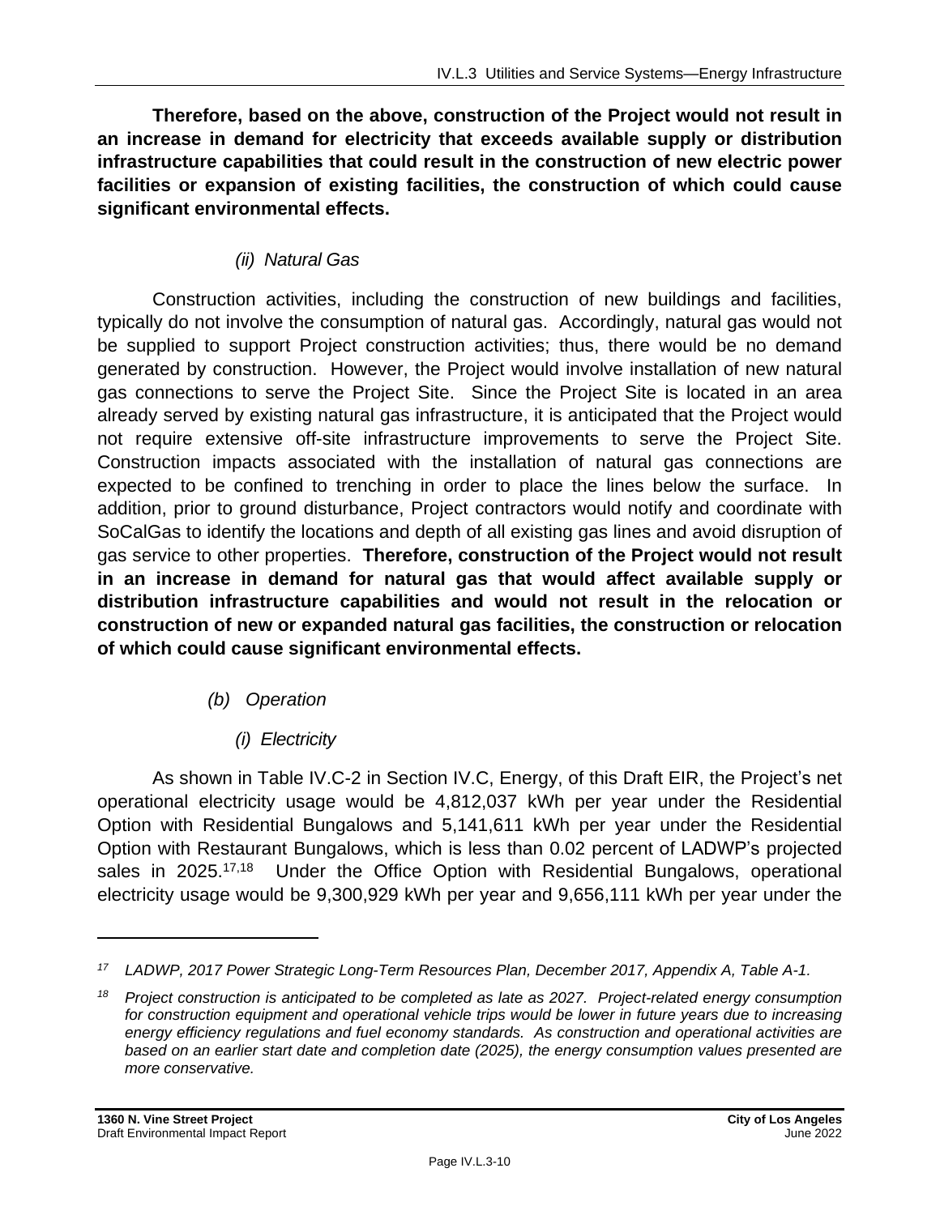**Therefore, based on the above, construction of the Project would not result in an increase in demand for electricity that exceeds available supply or distribution infrastructure capabilities that could result in the construction of new electric power facilities or expansion of existing facilities, the construction of which could cause significant environmental effects.**

*(ii) Natural Gas*

Construction activities, including the construction of new buildings and facilities, typically do not involve the consumption of natural gas. Accordingly, natural gas would not be supplied to support Project construction activities; thus, there would be no demand generated by construction. However, the Project would involve installation of new natural gas connections to serve the Project Site. Since the Project Site is located in an area already served by existing natural gas infrastructure, it is anticipated that the Project would not require extensive off-site infrastructure improvements to serve the Project Site. Construction impacts associated with the installation of natural gas connections are expected to be confined to trenching in order to place the lines below the surface. In addition, prior to ground disturbance, Project contractors would notify and coordinate with SoCalGas to identify the locations and depth of all existing gas lines and avoid disruption of gas service to other properties. **Therefore, construction of the Project would not result in an increase in demand for natural gas that would affect available supply or distribution infrastructure capabilities and would not result in the relocation or construction of new or expanded natural gas facilities, the construction or relocation of which could cause significant environmental effects.**

*(b) Operation*

*(i) Electricity*

As shown in Table IV.C-2 in Section IV.C, Energy, of this Draft EIR, the Project's net operational electricity usage would be 4,812,037 kWh per year under the Residential Option with Residential Bungalows and 5,141,611 kWh per year under the Residential Option with Restaurant Bungalows, which is less than 0.02 percent of LADWP's projected sales in 2025.[17,18] Under the Office Option with Residential Bungalows, operational electricity usage would be 9,300,929 kWh per year and 9,656,111 kWh per year under the

---

[17] *LADWP, 2017 Power Strategic Long-Term Resources Plan, December 2017, Appendix A, Table A-1.*

[18] *Project construction is anticipated to be completed as late as 2027. Project-related energy consumption for construction equipment and operational vehicle trips would be lower in future years due to increasing energy efficiency regulations and fuel economy standards. As construction and operational activities are based on an earlier start date and completion date (2025), the energy consumption values presented are more conservative.*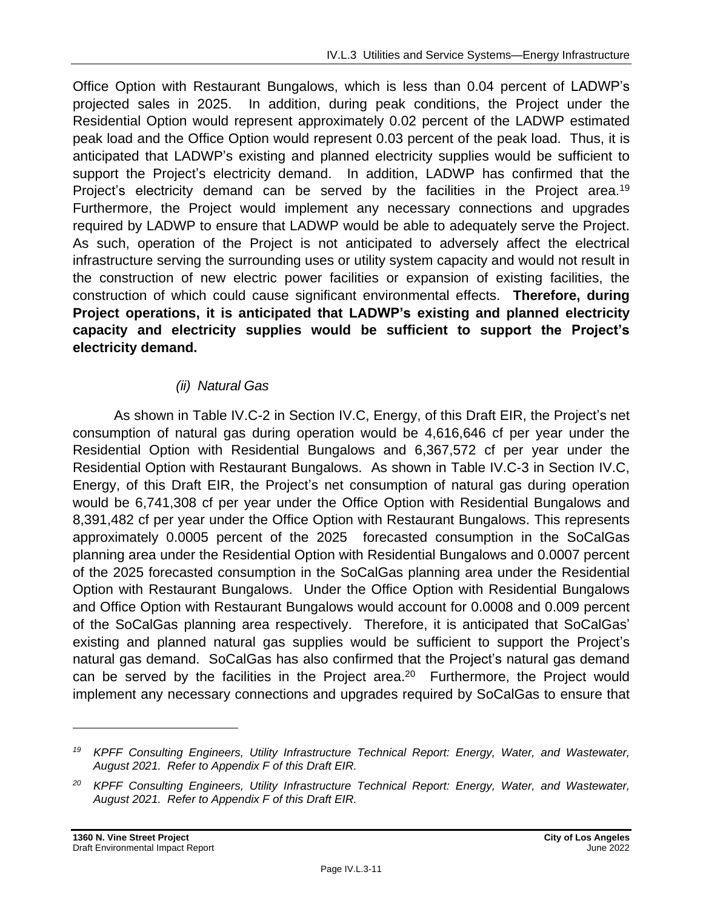Office Option with Restaurant Bungalows, which is less than 0.04 percent of LADWP's projected sales in 2025. In addition, during peak conditions, the Project under the Residential Option would represent approximately 0.02 percent of the LADWP estimated peak load and the Office Option would represent 0.03 percent of the peak load. Thus, it is anticipated that LADWP's existing and planned electricity supplies would be sufficient to support the Project's electricity demand. In addition, LADWP has confirmed that the Project's electricity demand can be served by the facilities in the Project area.[19] Furthermore, the Project would implement any necessary connections and upgrades required by LADWP to ensure that LADWP would be able to adequately serve the Project. As such, operation of the Project is not anticipated to adversely affect the electrical infrastructure serving the surrounding uses or utility system capacity and would not result in the construction of new electric power facilities or expansion of existing facilities, the construction of which could cause significant environmental effects. **Therefore, during Project operations, it is anticipated that LADWP's existing and planned electricity capacity and electricity supplies would be sufficient to support the Project's electricity demand.**

*(ii) Natural Gas*

As shown in Table IV.C-2 in Section IV.C, Energy, of this Draft EIR, the Project's net consumption of natural gas during operation would be 4,616,646 cf per year under the Residential Option with Residential Bungalows and 6,367,572 cf per year under the Residential Option with Restaurant Bungalows. As shown in Table IV.C-3 in Section IV.C, Energy, of this Draft EIR, the Project's net consumption of natural gas during operation would be 6,741,308 cf per year under the Office Option with Residential Bungalows and 8,391,482 cf per year under the Office Option with Restaurant Bungalows. This represents approximately 0.0005 percent of the 2025 forecasted consumption in the SoCalGas planning area under the Residential Option with Residential Bungalows and 0.0007 percent of the 2025 forecasted consumption in the SoCalGas planning area under the Residential Option with Restaurant Bungalows. Under the Office Option with Residential Bungalows and Office Option with Restaurant Bungalows would account for 0.0008 and 0.009 percent of the SoCalGas planning area respectively. Therefore, it is anticipated that SoCalGas' existing and planned natural gas supplies would be sufficient to support the Project's natural gas demand. SoCalGas has also confirmed that the Project's natural gas demand can be served by the facilities in the Project area.[20] Furthermore, the Project would implement any necessary connections and upgrades required by SoCalGas to ensure that

---

[19] *KPFF Consulting Engineers, Utility Infrastructure Technical Report: Energy, Water, and Wastewater, August 2021. Refer to Appendix F of this Draft EIR.*

[20] *KPFF Consulting Engineers, Utility Infrastructure Technical Report: Energy, Water, and Wastewater, August 2021. Refer to Appendix F of this Draft EIR.*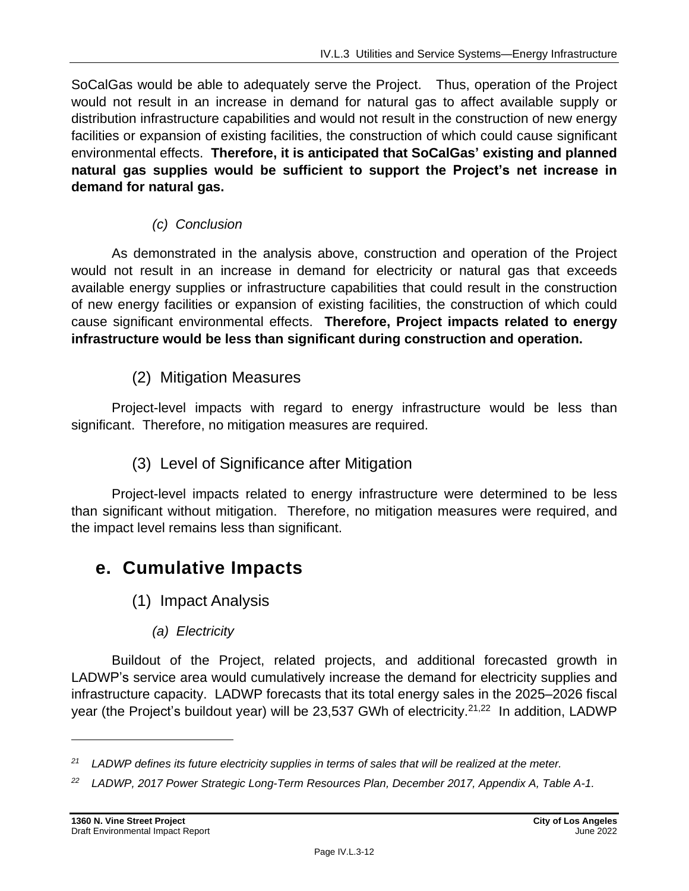SoCalGas would be able to adequately serve the Project. Thus, operation of the Project would not result in an increase in demand for natural gas to affect available supply or distribution infrastructure capabilities and would not result in the construction of new energy facilities or expansion of existing facilities, the construction of which could cause significant environmental effects. **Therefore, it is anticipated that SoCalGas' existing and planned natural gas supplies would be sufficient to support the Project's net increase in demand for natural gas.**

##### *(c) Conclusion*

As demonstrated in the analysis above, construction and operation of the Project would not result in an increase in demand for electricity or natural gas that exceeds available energy supplies or infrastructure capabilities that could result in the construction of new energy facilities or expansion of existing facilities, the construction of which could cause significant environmental effects. **Therefore, Project impacts related to energy infrastructure would be less than significant during construction and operation.**

#### (2) Mitigation Measures

Project-level impacts with regard to energy infrastructure would be less than significant. Therefore, no mitigation measures are required.

#### (3) Level of Significance after Mitigation

Project-level impacts related to energy infrastructure were determined to be less than significant without mitigation. Therefore, no mitigation measures were required, and the impact level remains less than significant.

## e. Cumulative Impacts

#### (1) Impact Analysis

##### *(a) Electricity*

Buildout of the Project, related projects, and additional forecasted growth in LADWP's service area would cumulatively increase the demand for electricity supplies and infrastructure capacity. LADWP forecasts that its total energy sales in the 2025–2026 fiscal year (the Project's buildout year) will be 23,537 GWh of electricity.[21,22] In addition, LADWP

---

[21] *LADWP defines its future electricity supplies in terms of sales that will be realized at the meter.*

[22] *LADWP, 2017 Power Strategic Long-Term Resources Plan, December 2017, Appendix A, Table A-1.*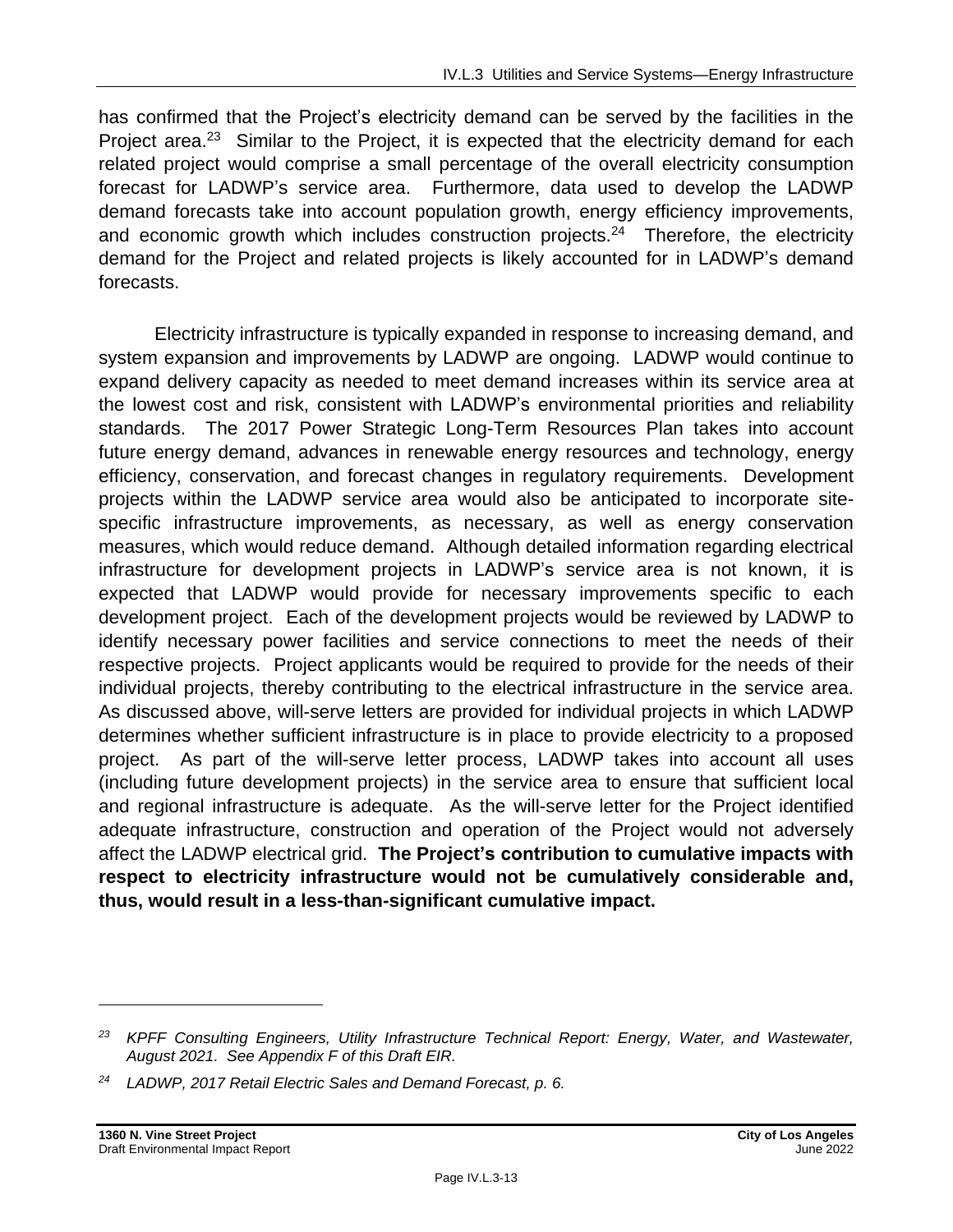has confirmed that the Project's electricity demand can be served by the facilities in the Project area.[23] Similar to the Project, it is expected that the electricity demand for each related project would comprise a small percentage of the overall electricity consumption forecast for LADWP's service area. Furthermore, data used to develop the LADWP demand forecasts take into account population growth, energy efficiency improvements, and economic growth which includes construction projects.[24] Therefore, the electricity demand for the Project and related projects is likely accounted for in LADWP's demand forecasts.

Electricity infrastructure is typically expanded in response to increasing demand, and system expansion and improvements by LADWP are ongoing. LADWP would continue to expand delivery capacity as needed to meet demand increases within its service area at the lowest cost and risk, consistent with LADWP's environmental priorities and reliability standards. The 2017 Power Strategic Long-Term Resources Plan takes into account future energy demand, advances in renewable energy resources and technology, energy efficiency, conservation, and forecast changes in regulatory requirements. Development projects within the LADWP service area would also be anticipated to incorporate site-specific infrastructure improvements, as necessary, as well as energy conservation measures, which would reduce demand. Although detailed information regarding electrical infrastructure for development projects in LADWP's service area is not known, it is expected that LADWP would provide for necessary improvements specific to each development project. Each of the development projects would be reviewed by LADWP to identify necessary power facilities and service connections to meet the needs of their respective projects. Project applicants would be required to provide for the needs of their individual projects, thereby contributing to the electrical infrastructure in the service area. As discussed above, will-serve letters are provided for individual projects in which LADWP determines whether sufficient infrastructure is in place to provide electricity to a proposed project. As part of the will-serve letter process, LADWP takes into account all uses (including future development projects) in the service area to ensure that sufficient local and regional infrastructure is adequate. As the will-serve letter for the Project identified adequate infrastructure, construction and operation of the Project would not adversely affect the LADWP electrical grid. **The Project's contribution to cumulative impacts with respect to electricity infrastructure would not be cumulatively considerable and, thus, would result in a less-than-significant cumulative impact.**

---

[23] *KPFF Consulting Engineers, Utility Infrastructure Technical Report: Energy, Water, and Wastewater, August 2021. See Appendix F of this Draft EIR.*

[24] *LADWP, 2017 Retail Electric Sales and Demand Forecast, p. 6.*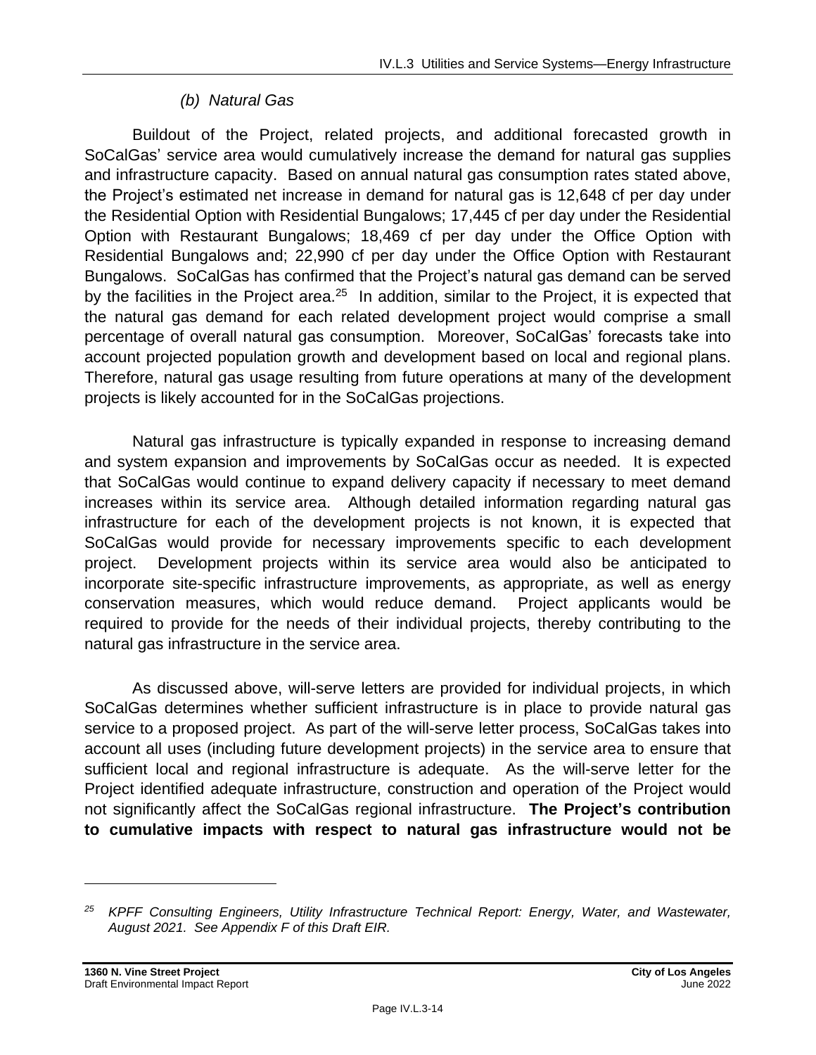#### *(b) Natural Gas*

Buildout of the Project, related projects, and additional forecasted growth in SoCalGas' service area would cumulatively increase the demand for natural gas supplies and infrastructure capacity. Based on annual natural gas consumption rates stated above, the Project's estimated net increase in demand for natural gas is 12,648 cf per day under the Residential Option with Residential Bungalows; 17,445 cf per day under the Residential Option with Restaurant Bungalows; 18,469 cf per day under the Office Option with Residential Bungalows and; 22,990 cf per day under the Office Option with Restaurant Bungalows. SoCalGas has confirmed that the Project's natural gas demand can be served by the facilities in the Project area.[25] In addition, similar to the Project, it is expected that the natural gas demand for each related development project would comprise a small percentage of overall natural gas consumption. Moreover, SoCalGas' forecasts take into account projected population growth and development based on local and regional plans. Therefore, natural gas usage resulting from future operations at many of the development projects is likely accounted for in the SoCalGas projections.

Natural gas infrastructure is typically expanded in response to increasing demand and system expansion and improvements by SoCalGas occur as needed. It is expected that SoCalGas would continue to expand delivery capacity if necessary to meet demand increases within its service area. Although detailed information regarding natural gas infrastructure for each of the development projects is not known, it is expected that SoCalGas would provide for necessary improvements specific to each development project. Development projects within its service area would also be anticipated to incorporate site-specific infrastructure improvements, as appropriate, as well as energy conservation measures, which would reduce demand. Project applicants would be required to provide for the needs of their individual projects, thereby contributing to the natural gas infrastructure in the service area.

As discussed above, will-serve letters are provided for individual projects, in which SoCalGas determines whether sufficient infrastructure is in place to provide natural gas service to a proposed project. As part of the will-serve letter process, SoCalGas takes into account all uses (including future development projects) in the service area to ensure that sufficient local and regional infrastructure is adequate. As the will-serve letter for the Project identified adequate infrastructure, construction and operation of the Project would not significantly affect the SoCalGas regional infrastructure. **The Project's contribution to cumulative impacts with respect to natural gas infrastructure would not be**

---

[25] *KPFF Consulting Engineers, Utility Infrastructure Technical Report: Energy, Water, and Wastewater, August 2021. See Appendix F of this Draft EIR.*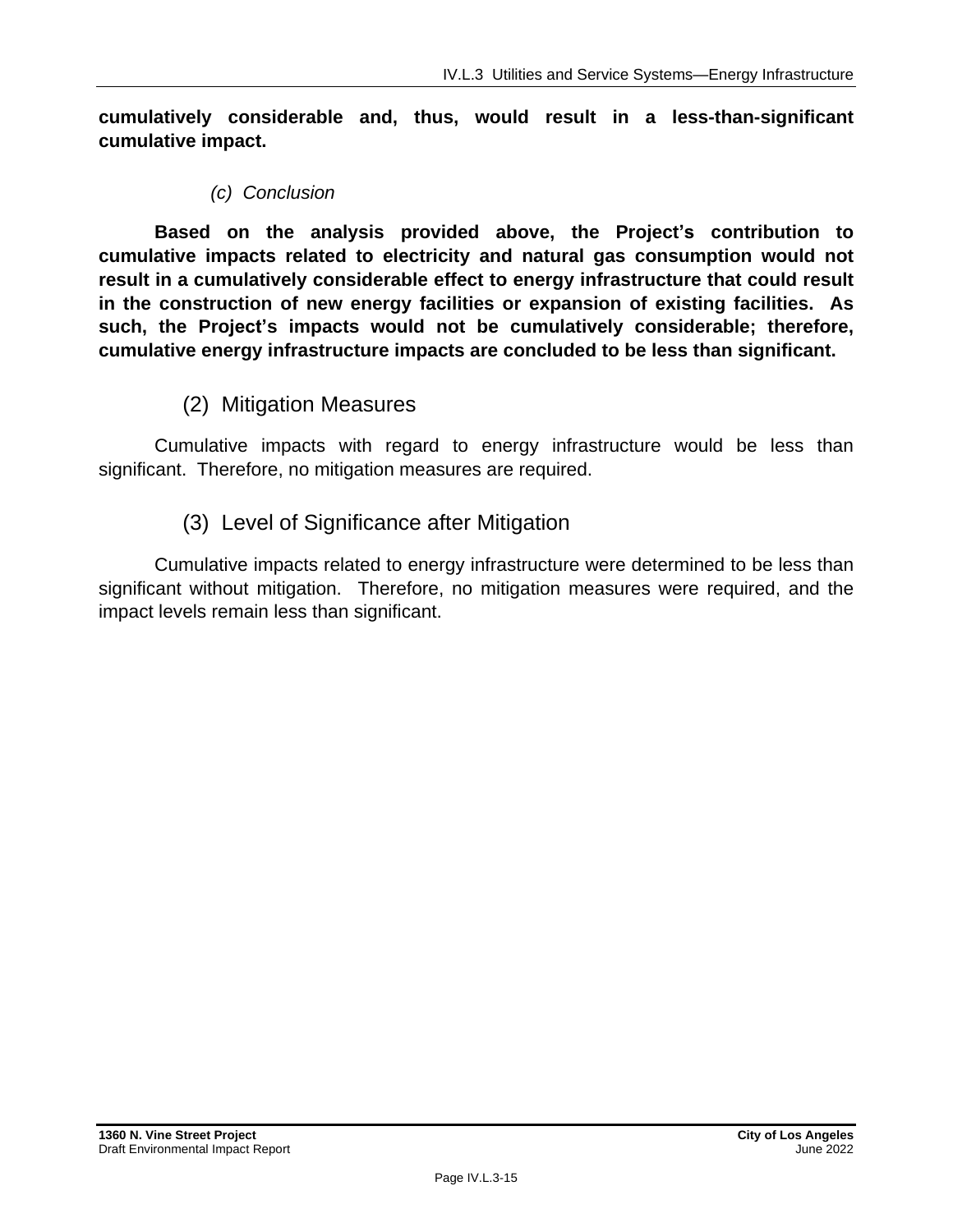**cumulatively considerable and, thus, would result in a less-than-significant cumulative impact.**

*(c) Conclusion*

**Based on the analysis provided above, the Project's contribution to cumulative impacts related to electricity and natural gas consumption would not result in a cumulatively considerable effect to energy infrastructure that could result in the construction of new energy facilities or expansion of existing facilities. As such, the Project's impacts would not be cumulatively considerable; therefore, cumulative energy infrastructure impacts are concluded to be less than significant.**

### (2) Mitigation Measures

Cumulative impacts with regard to energy infrastructure would be less than significant. Therefore, no mitigation measures are required.

### (3) Level of Significance after Mitigation

Cumulative impacts related to energy infrastructure were determined to be less than significant without mitigation. Therefore, no mitigation measures were required, and the impact levels remain less than significant.